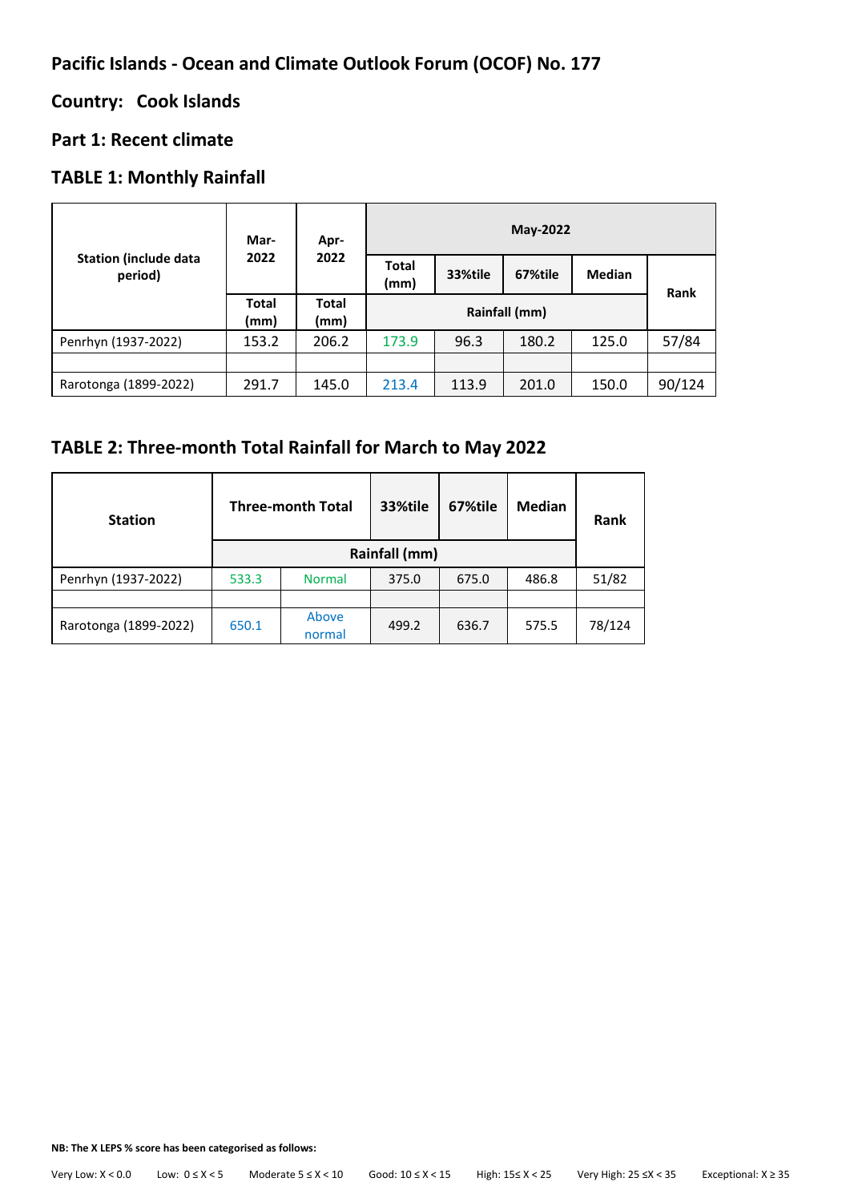## Pacific Islands - Ocean and Climate Outlook Forum (OCOF) No. 177

## Country: Cook Islands

## Part 1: Recent climate

## TABLE 1: Monthly Rainfall

| Station (include data period) | Mar-2022 | Apr-2022 | May-2022 | | | | |
|---|---|---|---|---|---|---|---|
| | | | Total (mm) | 33%tile | 67%tile | Median | Rank |
| | Total (mm) | Total (mm) | Rainfall (mm) | | | | |
| Penrhyn (1937-2022) | 153.2 | 206.2 | 173.9 | 96.3 | 180.2 | 125.0 | 57/84 |
| | | | | | | | |
| Rarotonga (1899-2022) | 291.7 | 145.0 | 213.4 | 113.9 | 201.0 | 150.0 | 90/124 |

## TABLE 2: Three-month Total Rainfall for March to May 2022

| Station | Three-month Total | | 33%tile | 67%tile | Median | Rank |
|---|---|---|---|---|---|---|
| | Rainfall (mm) | | | | | |
| Penrhyn (1937-2022) | 533.3 | Normal | 375.0 | 675.0 | 486.8 | 51/82 |
| | | | | | | |
| Rarotonga (1899-2022) | 650.1 | Above normal | 499.2 | 636.7 | 575.5 | 78/124 |

**NB: The X LEPS % score has been categorised as follows:**

Very Low: X < 0.0 &nbsp;&nbsp; Low: 0 ≤ X < 5 &nbsp;&nbsp; Moderate 5 ≤ X < 10 &nbsp;&nbsp; Good: 10 ≤ X < 15 &nbsp;&nbsp; High: 15≤ X < 25 &nbsp;&nbsp; Very High: 25 ≤X < 35 &nbsp;&nbsp; Exceptional: X ≥ 35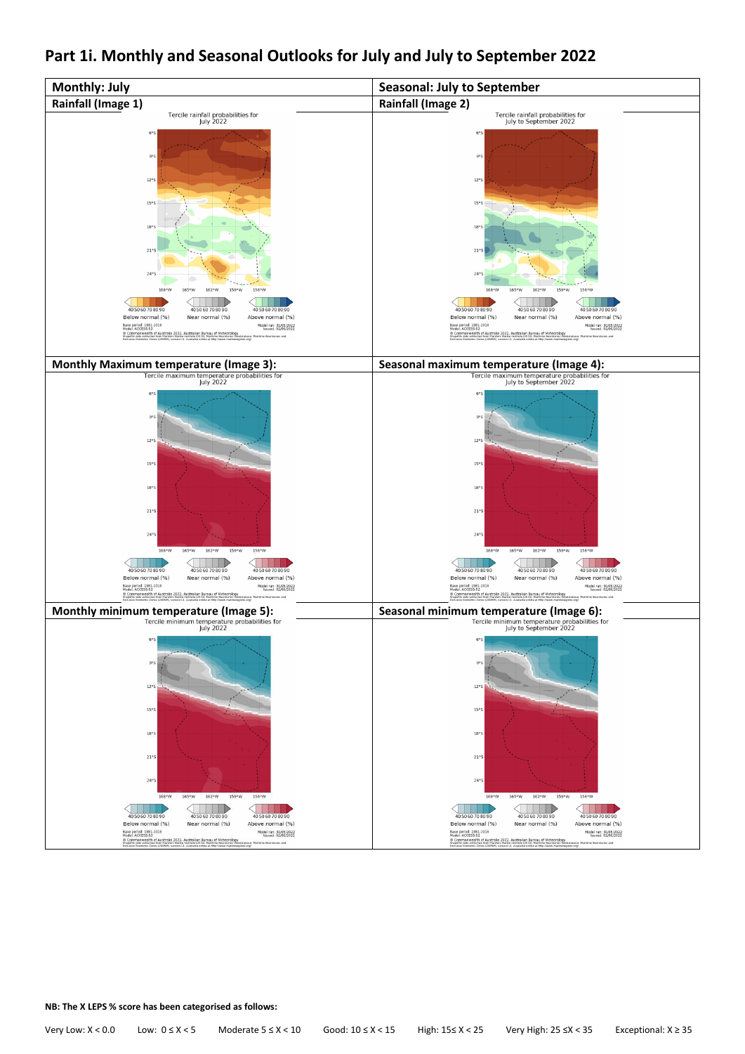# Part 1i. Monthly and Seasonal Outlooks for July and July to September 2022

| Monthly: July | Seasonal: July to September |
| --- | --- |
| Rainfall (Image 1) | Rainfall (Image 2) |
| Tercile rainfall probabilities for July 2022 | Tercile rainfall probabilities for July to September 2022 |
| Monthly Maximum temperature (Image 3): | Seasonal maximum temperature (Image 4): |
| Tercile maximum temperature probabilities for July 2022 | Tercile maximum temperature probabilities for July to September 2022 |
| Monthly minimum temperature (Image 5): | Seasonal minimum temperature (Image 6): |
| Tercile minimum temperature probabilities for July 2022 | Tercile minimum temperature probabilities for July to September 2022 |

**NB: The X LEPS % score has been categorised as follows:**

Very Low: X < 0.0    Low: 0 ≤ X < 5    Moderate 5 ≤ X < 10    Good: 10 ≤ X < 15    High: 15≤ X < 25    Very High: 25 ≤X < 35    Exceptional: X ≥ 35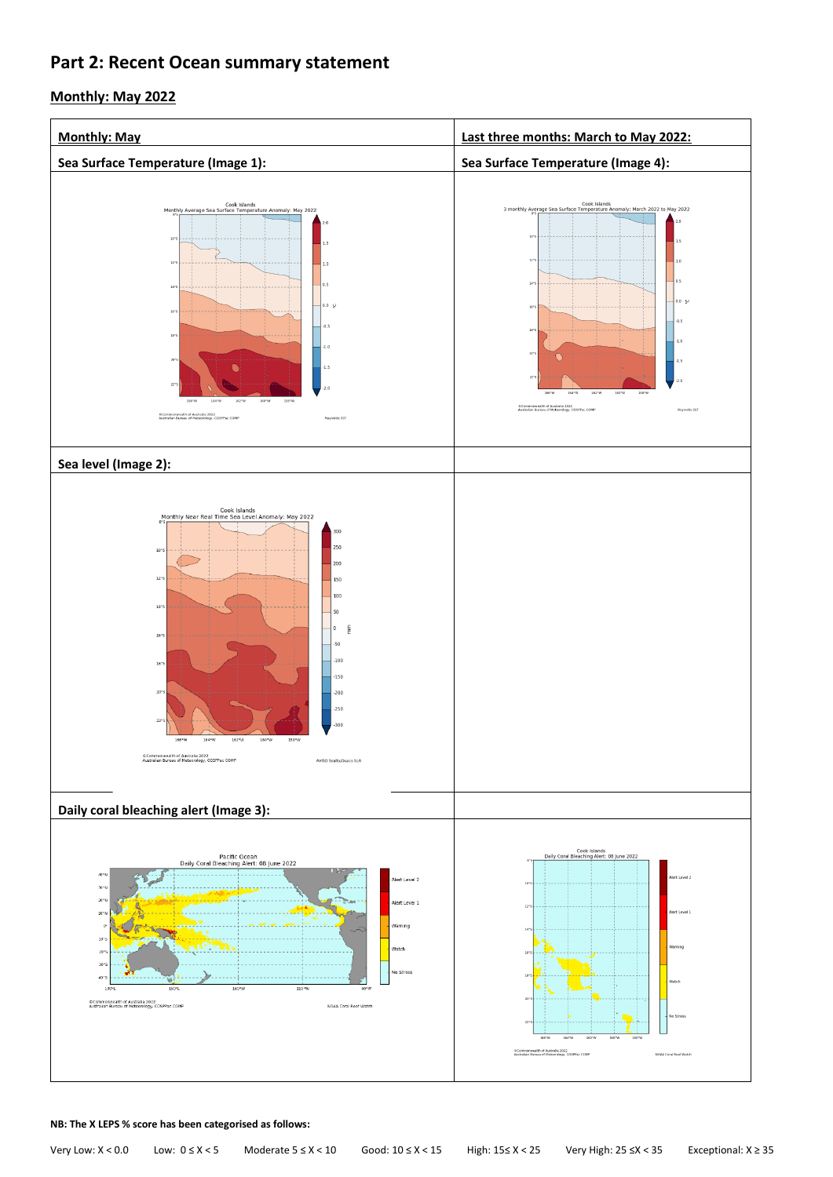# Part 2: Recent Ocean summary statement

## Monthly: May 2022

| Monthly: May | Last three months: March to May 2022: |
|---|---|
| **Sea Surface Temperature (Image 1):** | **Sea Surface Temperature (Image 4):** |
| | |
| **Sea level (Image 2):** | |
| | |
| **Daily coral bleaching alert (Image 3):** | |
| | |

**NB: The X LEPS % score has been categorised as follows:**

Very Low: X < 0.0 Low: 0 ≤ X < 5 Moderate 5 ≤ X < 10 Good: 10 ≤ X < 15 High: 15≤ X < 25 Very High: 25 ≤X < 35 Exceptional: X ≥ 35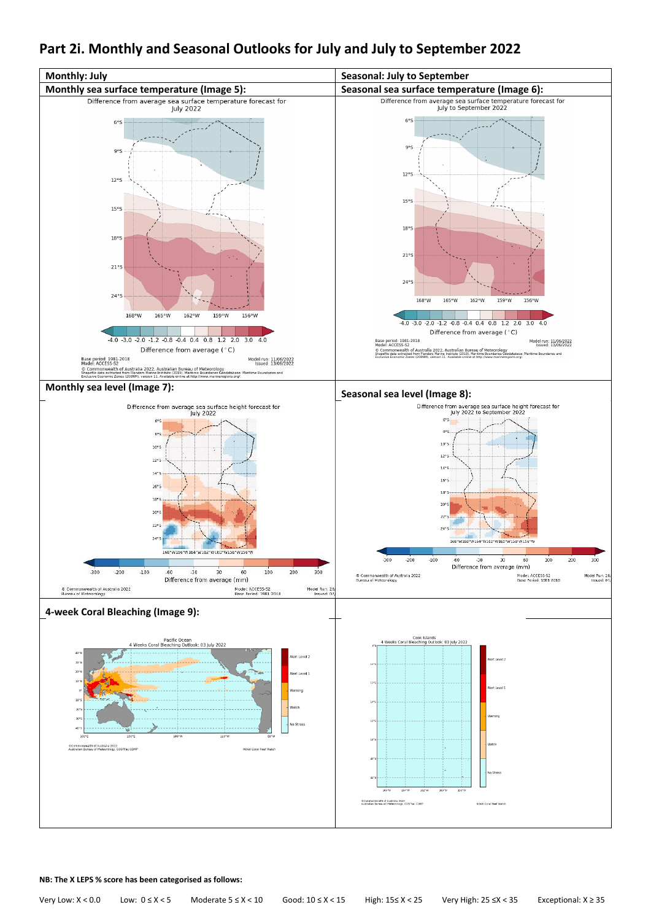## Part 2i. Monthly and Seasonal Outlooks for July and July to September 2022

| Monthly: July | Seasonal: July to September |
|---|---|
| Monthly sea surface temperature (Image 5): | Seasonal sea surface temperature (Image 6): |
| Monthly sea level (Image 7): | Seasonal sea level (Image 8): |
| 4-week Coral Bleaching (Image 9): | |

**NB: The X LEPS % score has been categorised as follows:**

Very Low: X < 0.0 Low: 0 ≤ X < 5 Moderate 5 ≤ X < 10 Good: 10 ≤ X < 15 High: 15≤ X < 25 Very High: 25 ≤X < 35 Exceptional: X ≥ 35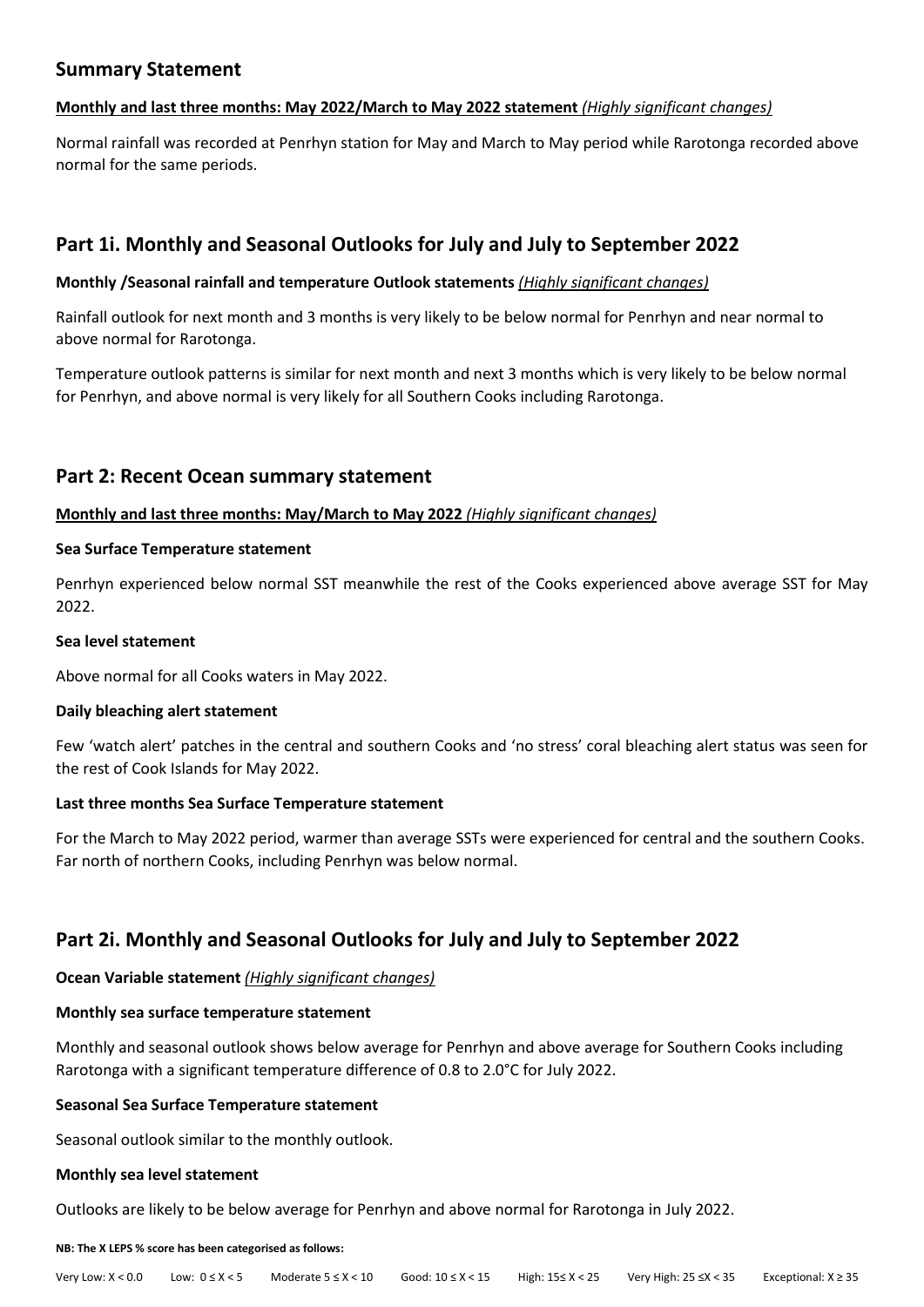## Summary Statement

**Monthly and last three months: May 2022/March to May 2022 statement** *(Highly significant changes)*

Normal rainfall was recorded at Penrhyn station for May and March to May period while Rarotonga recorded above normal for the same periods.

## Part 1i. Monthly and Seasonal Outlooks for July and July to September 2022

**Monthly /Seasonal rainfall and temperature Outlook statements** *(Highly significant changes)*

Rainfall outlook for next month and 3 months is very likely to be below normal for Penrhyn and near normal to above normal for Rarotonga.

Temperature outlook patterns is similar for next month and next 3 months which is very likely to be below normal for Penrhyn, and above normal is very likely for all Southern Cooks including Rarotonga.

## Part 2: Recent Ocean summary statement

**Monthly and last three months: May/March to May 2022** *(Highly significant changes)*

**Sea Surface Temperature statement**

Penrhyn experienced below normal SST meanwhile the rest of the Cooks experienced above average SST for May 2022.

**Sea level statement**

Above normal for all Cooks waters in May 2022.

**Daily bleaching alert statement**

Few 'watch alert' patches in the central and southern Cooks and 'no stress' coral bleaching alert status was seen for the rest of Cook Islands for May 2022.

**Last three months Sea Surface Temperature statement**

For the March to May 2022 period, warmer than average SSTs were experienced for central and the southern Cooks. Far north of northern Cooks, including Penrhyn was below normal.

## Part 2i. Monthly and Seasonal Outlooks for July and July to September 2022

**Ocean Variable statement** *(Highly significant changes)*

**Monthly sea surface temperature statement**

Monthly and seasonal outlook shows below average for Penrhyn and above average for Southern Cooks including Rarotonga with a significant temperature difference of 0.8 to 2.0°C for July 2022.

**Seasonal Sea Surface Temperature statement**

Seasonal outlook similar to the monthly outlook.

**Monthly sea level statement**

Outlooks are likely to be below average for Penrhyn and above normal for Rarotonga in July 2022.

**NB: The X LEPS % score has been categorised as follows:**

Very Low: $X < 0.0$ Low: $0 \leq X < 5$ Moderate $5 \leq X < 10$ Good: $10 \leq X < 15$ High: $15 \leq X < 25$ Very High: $25 \leq X < 35$ Exceptional: $X \geq 35$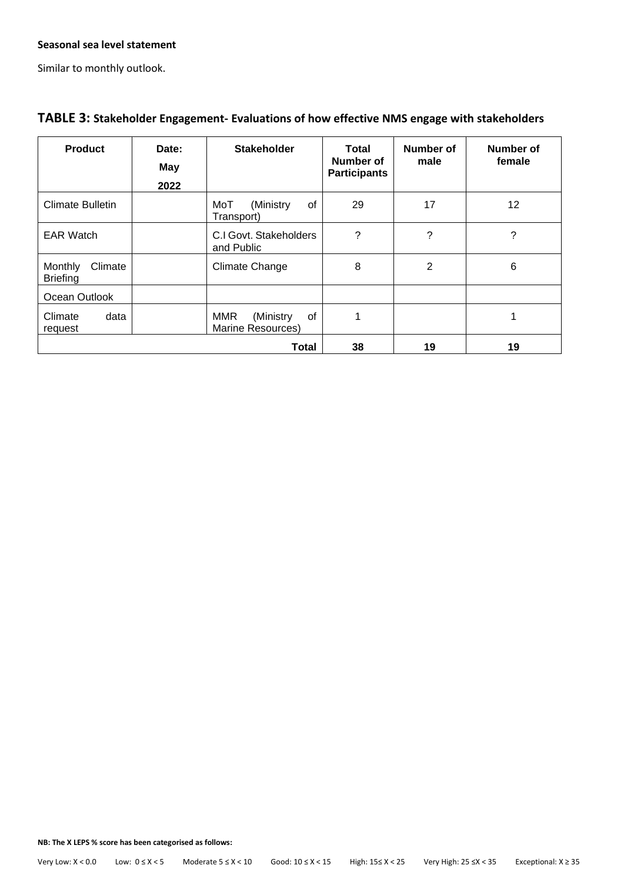**Seasonal sea level statement**

Similar to monthly outlook.

## TABLE 3: Stakeholder Engagement- Evaluations of how effective NMS engage with stakeholders

| Product | Date: May 2022 | Stakeholder | Total Number of Participants | Number of male | Number of female |
|---|---|---|---|---|---|
| Climate Bulletin | | MoT (Ministry of Transport) | 29 | 17 | 12 |
| EAR Watch | | C.I Govt. Stakeholders and Public | ? | ? | ? |
| Monthly Climate Briefing | | Climate Change | 8 | 2 | 6 |
| Ocean Outlook | | | | | |
| Climate data request | | MMR (Ministry of Marine Resources) | 1 | | 1 |
| | | **Total** | **38** | **19** | **19** |

**NB: The X LEPS % score has been categorised as follows:**

Very Low: X < 0.0 Low: 0 ≤ X < 5 Moderate 5 ≤ X < 10 Good: 10 ≤ X < 15 High: 15≤ X < 25 Very High: 25 ≤X < 35 Exceptional: X ≥ 35